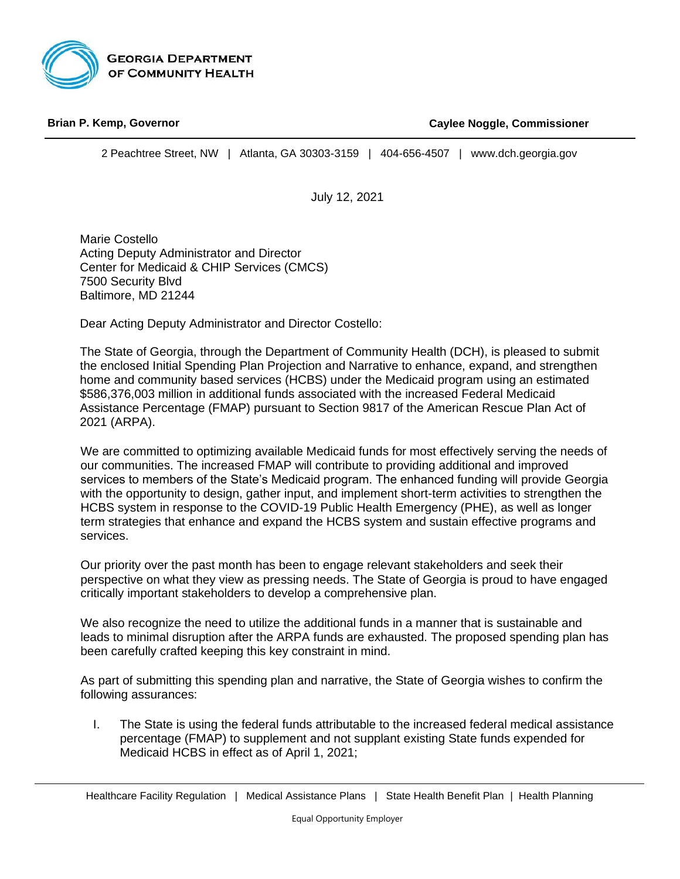**GEORGIA DEPARTMENT OF COMMUNITY HEALTH**

**Brian P. Kemp, Governor** **Caylee Noggle, Commissioner**

2 Peachtree Street, NW | Atlanta, GA 30303-3159 | 404-656-4507 | www.dch.georgia.gov

July 12, 2021

Marie Costello
Acting Deputy Administrator and Director
Center for Medicaid & CHIP Services (CMCS)
7500 Security Blvd
Baltimore, MD 21244

Dear Acting Deputy Administrator and Director Costello:

The State of Georgia, through the Department of Community Health (DCH), is pleased to submit the enclosed Initial Spending Plan Projection and Narrative to enhance, expand, and strengthen home and community based services (HCBS) under the Medicaid program using an estimated $586,376,003 million in additional funds associated with the increased Federal Medicaid Assistance Percentage (FMAP) pursuant to Section 9817 of the American Rescue Plan Act of 2021 (ARPA).

We are committed to optimizing available Medicaid funds for most effectively serving the needs of our communities. The increased FMAP will contribute to providing additional and improved services to members of the State's Medicaid program. The enhanced funding will provide Georgia with the opportunity to design, gather input, and implement short-term activities to strengthen the HCBS system in response to the COVID-19 Public Health Emergency (PHE), as well as longer term strategies that enhance and expand the HCBS system and sustain effective programs and services.

Our priority over the past month has been to engage relevant stakeholders and seek their perspective on what they view as pressing needs. The State of Georgia is proud to have engaged critically important stakeholders to develop a comprehensive plan.

We also recognize the need to utilize the additional funds in a manner that is sustainable and leads to minimal disruption after the ARPA funds are exhausted. The proposed spending plan has been carefully crafted keeping this key constraint in mind.

As part of submitting this spending plan and narrative, the State of Georgia wishes to confirm the following assurances:

I. The State is using the federal funds attributable to the increased federal medical assistance percentage (FMAP) to supplement and not supplant existing State funds expended for Medicaid HCBS in effect as of April 1, 2021;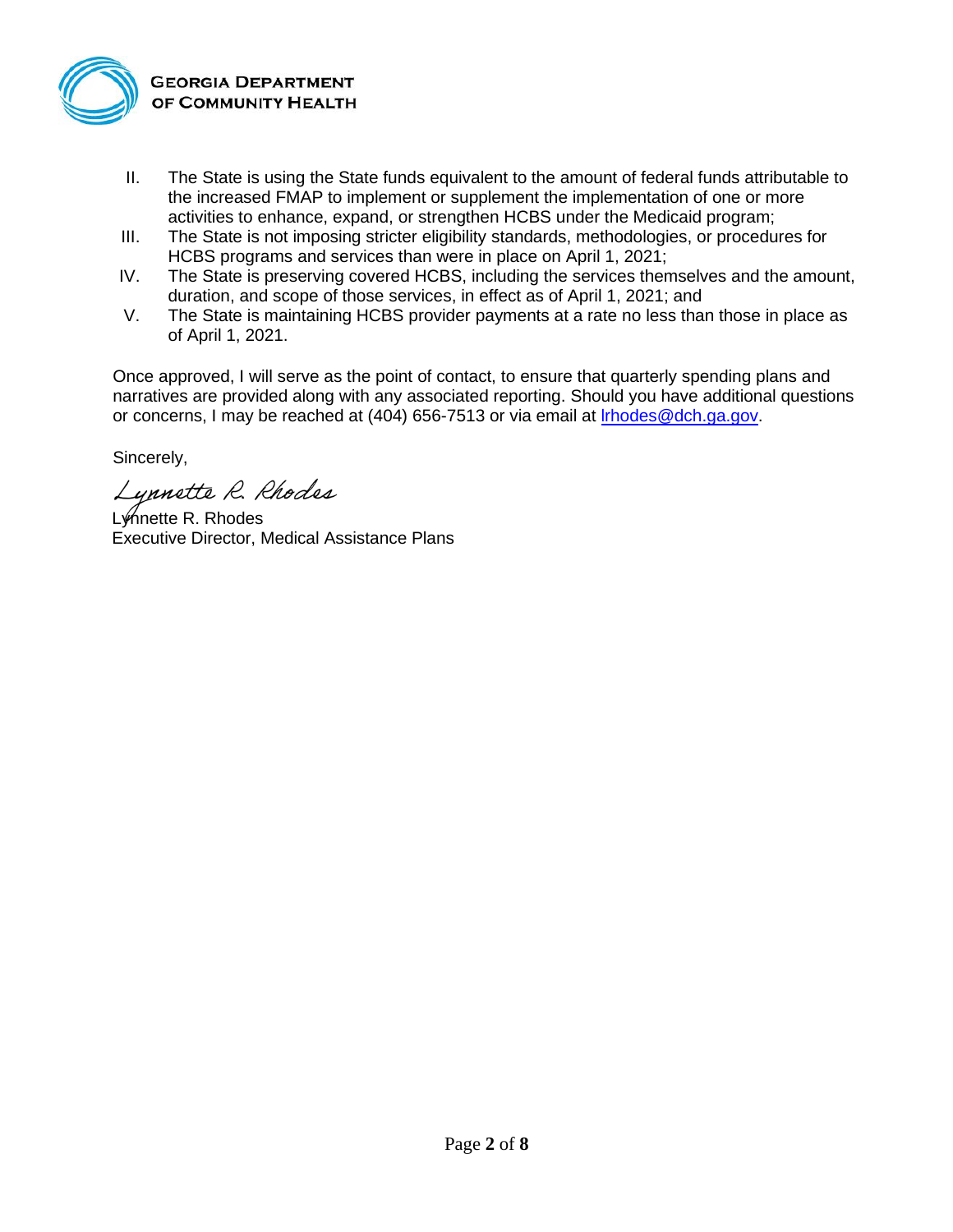II. The State is using the State funds equivalent to the amount of federal funds attributable to the increased FMAP to implement or supplement the implementation of one or more activities to enhance, expand, or strengthen HCBS under the Medicaid program;

III. The State is not imposing stricter eligibility standards, methodologies, or procedures for HCBS programs and services than were in place on April 1, 2021;

IV. The State is preserving covered HCBS, including the services themselves and the amount, duration, and scope of those services, in effect as of April 1, 2021; and

V. The State is maintaining HCBS provider payments at a rate no less than those in place as of April 1, 2021.

Once approved, I will serve as the point of contact, to ensure that quarterly spending plans and narratives are provided along with any associated reporting. Should you have additional questions or concerns, I may be reached at (404) 656-7513 or via email at lrhodes@dch.ga.gov.

Sincerely,

Lynnette R. Rhodes

Lynnette R. Rhodes
Executive Director, Medical Assistance Plans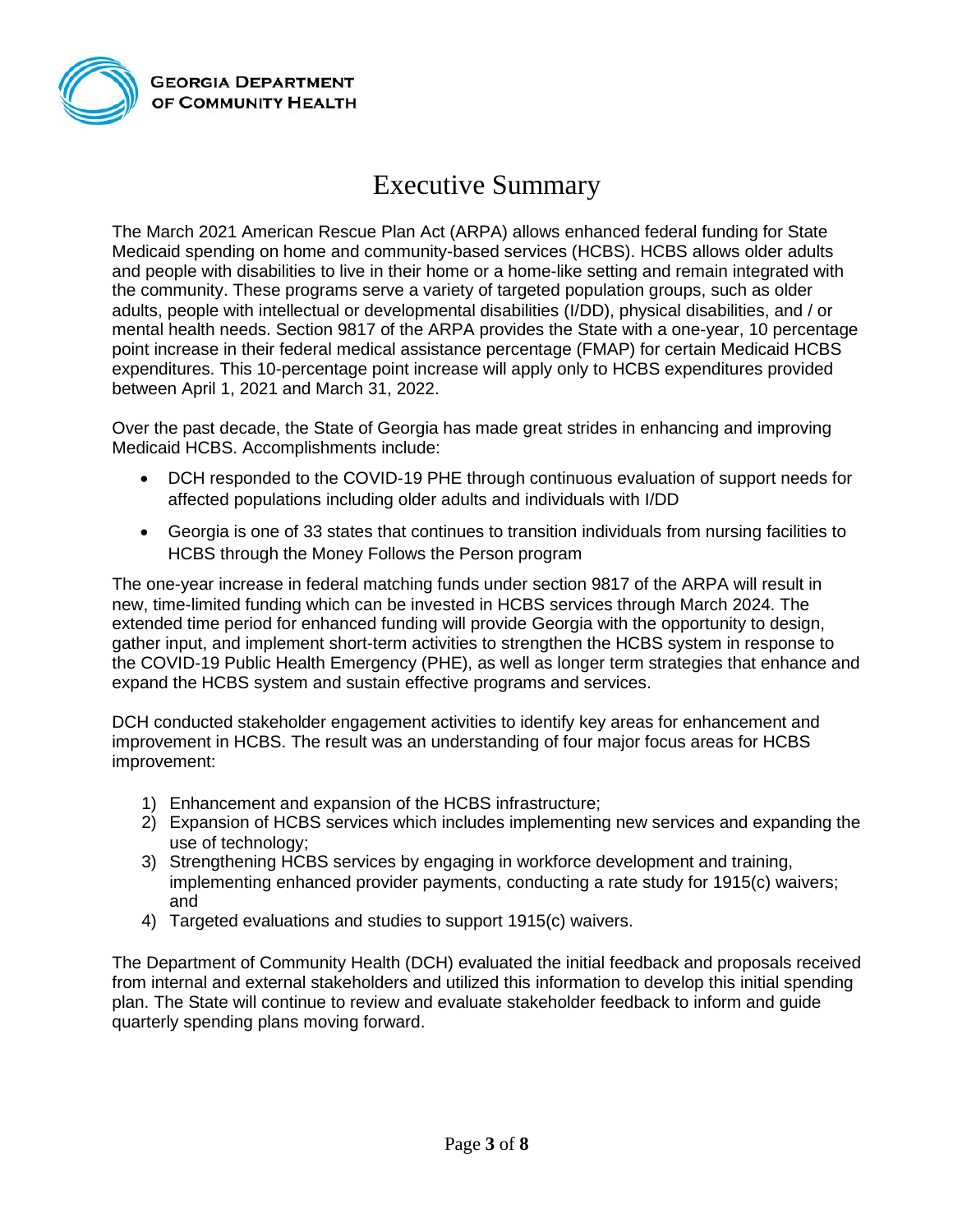# Executive Summary

The March 2021 American Rescue Plan Act (ARPA) allows enhanced federal funding for State Medicaid spending on home and community-based services (HCBS). HCBS allows older adults and people with disabilities to live in their home or a home-like setting and remain integrated with the community. These programs serve a variety of targeted population groups, such as older adults, people with intellectual or developmental disabilities (I/DD), physical disabilities, and / or mental health needs. Section 9817 of the ARPA provides the State with a one-year, 10 percentage point increase in their federal medical assistance percentage (FMAP) for certain Medicaid HCBS expenditures. This 10-percentage point increase will apply only to HCBS expenditures provided between April 1, 2021 and March 31, 2022.

Over the past decade, the State of Georgia has made great strides in enhancing and improving Medicaid HCBS. Accomplishments include:

- DCH responded to the COVID-19 PHE through continuous evaluation of support needs for affected populations including older adults and individuals with I/DD
- Georgia is one of 33 states that continues to transition individuals from nursing facilities to HCBS through the Money Follows the Person program

The one-year increase in federal matching funds under section 9817 of the ARPA will result in new, time-limited funding which can be invested in HCBS services through March 2024. The extended time period for enhanced funding will provide Georgia with the opportunity to design, gather input, and implement short-term activities to strengthen the HCBS system in response to the COVID-19 Public Health Emergency (PHE), as well as longer term strategies that enhance and expand the HCBS system and sustain effective programs and services.

DCH conducted stakeholder engagement activities to identify key areas for enhancement and improvement in HCBS. The result was an understanding of four major focus areas for HCBS improvement:

1) Enhancement and expansion of the HCBS infrastructure;
2) Expansion of HCBS services which includes implementing new services and expanding the use of technology;
3) Strengthening HCBS services by engaging in workforce development and training, implementing enhanced provider payments, conducting a rate study for 1915(c) waivers; and
4) Targeted evaluations and studies to support 1915(c) waivers.

The Department of Community Health (DCH) evaluated the initial feedback and proposals received from internal and external stakeholders and utilized this information to develop this initial spending plan. The State will continue to review and evaluate stakeholder feedback to inform and guide quarterly spending plans moving forward.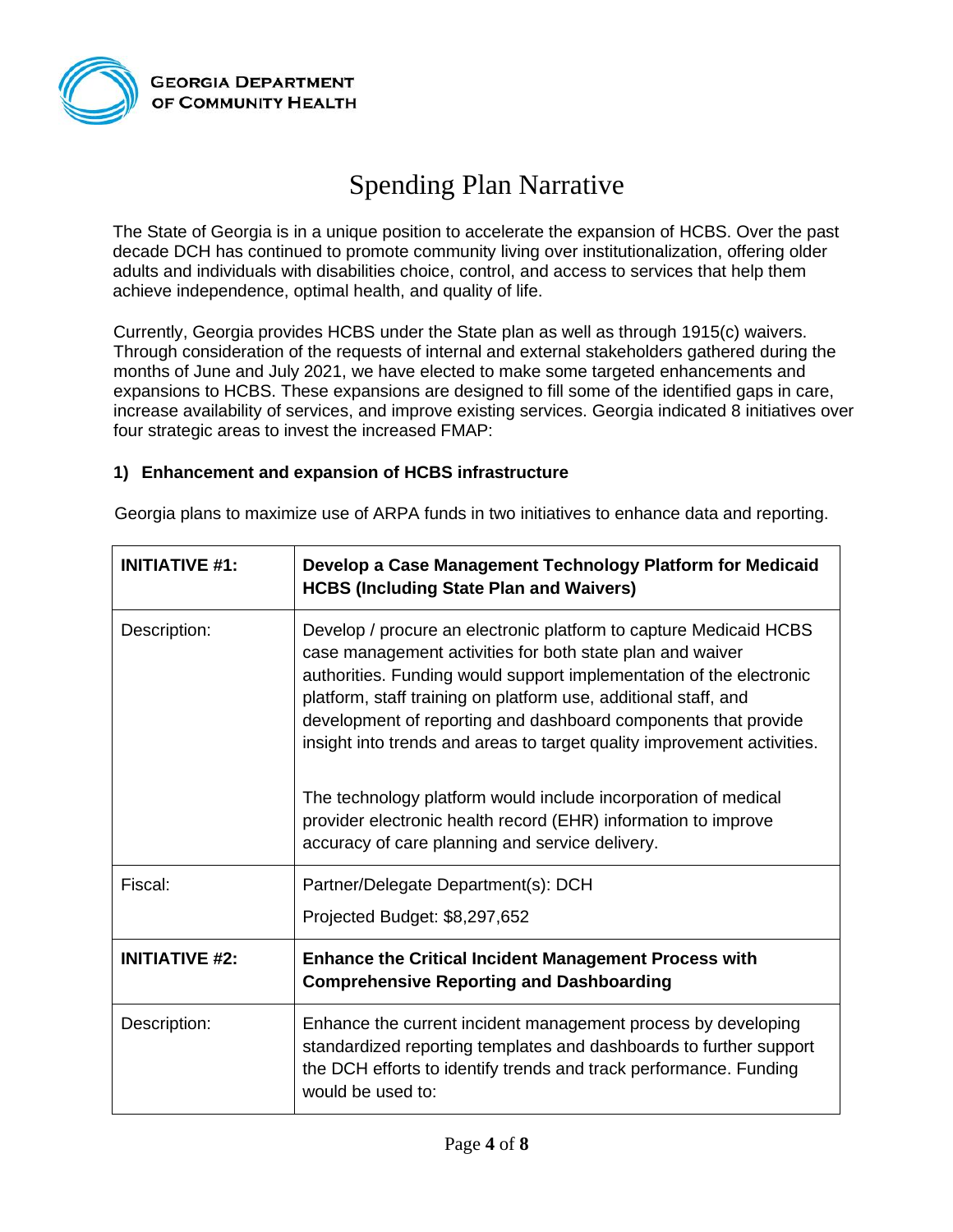# Spending Plan Narrative

The State of Georgia is in a unique position to accelerate the expansion of HCBS. Over the past decade DCH has continued to promote community living over institutionalization, offering older adults and individuals with disabilities choice, control, and access to services that help them achieve independence, optimal health, and quality of life.

Currently, Georgia provides HCBS under the State plan as well as through 1915(c) waivers. Through consideration of the requests of internal and external stakeholders gathered during the months of June and July 2021, we have elected to make some targeted enhancements and expansions to HCBS. These expansions are designed to fill some of the identified gaps in care, increase availability of services, and improve existing services. Georgia indicated 8 initiatives over four strategic areas to invest the increased FMAP:

### 1) Enhancement and expansion of HCBS infrastructure

Georgia plans to maximize use of ARPA funds in two initiatives to enhance data and reporting.

| **INITIATIVE #1:** | **Develop a Case Management Technology Platform for Medicaid HCBS (Including State Plan and Waivers)** |
|---|---|
| Description: | Develop / procure an electronic platform to capture Medicaid HCBS case management activities for both state plan and waiver authorities. Funding would support implementation of the electronic platform, staff training on platform use, additional staff, and development of reporting and dashboard components that provide insight into trends and areas to target quality improvement activities.<br><br>The technology platform would include incorporation of medical provider electronic health record (EHR) information to improve accuracy of care planning and service delivery. |
| Fiscal: | Partner/Delegate Department(s): DCH<br>Projected Budget: $8,297,652 |
| **INITIATIVE #2:** | **Enhance the Critical Incident Management Process with Comprehensive Reporting and Dashboarding** |
| Description: | Enhance the current incident management process by developing standardized reporting templates and dashboards to further support the DCH efforts to identify trends and track performance. Funding would be used to: |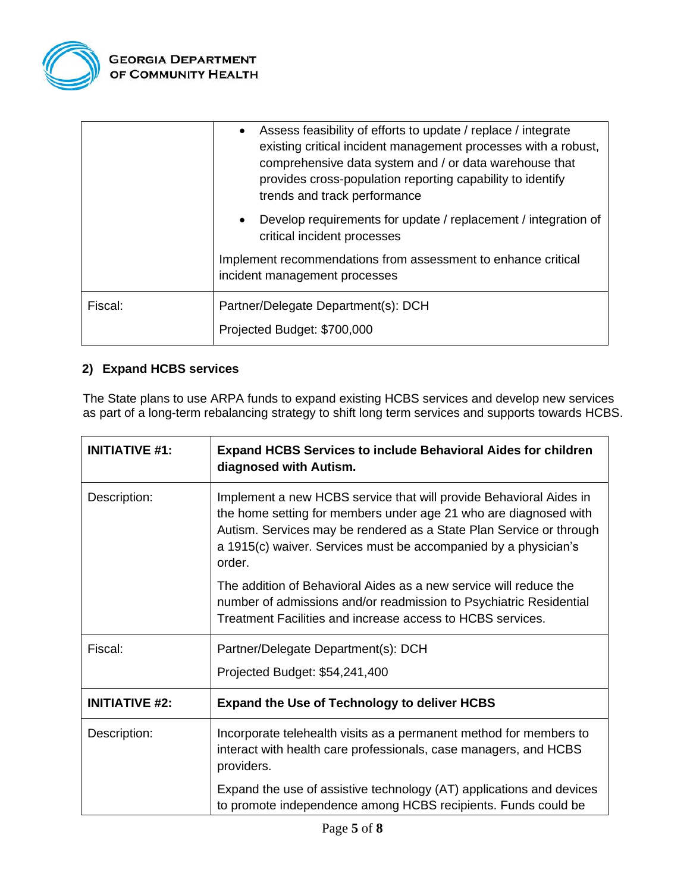| | |
|---|---|
| | • Assess feasibility of efforts to update / replace / integrate existing critical incident management processes with a robust, comprehensive data system and / or data warehouse that provides cross-population reporting capability to identify trends and track performance<br>• Develop requirements for update / replacement / integration of critical incident processes<br><br>Implement recommendations from assessment to enhance critical incident management processes |
| Fiscal: | Partner/Delegate Department(s): DCH<br><br>Projected Budget: $700,000 |

**2) Expand HCBS services**

The State plans to use ARPA funds to expand existing HCBS services and develop new services as part of a long-term rebalancing strategy to shift long term services and supports towards HCBS.

| **INITIATIVE #1:** | **Expand HCBS Services to include Behavioral Aides for children diagnosed with Autism.** |
|---|---|
| Description: | Implement a new HCBS service that will provide Behavioral Aides in the home setting for members under age 21 who are diagnosed with Autism. Services may be rendered as a State Plan Service or through a 1915(c) waiver. Services must be accompanied by a physician's order.<br><br>The addition of Behavioral Aides as a new service will reduce the number of admissions and/or readmission to Psychiatric Residential Treatment Facilities and increase access to HCBS services. |
| Fiscal: | Partner/Delegate Department(s): DCH<br><br>Projected Budget: $54,241,400 |
| **INITIATIVE #2:** | **Expand the Use of Technology to deliver HCBS** |
| Description: | Incorporate telehealth visits as a permanent method for members to interact with health care professionals, case managers, and HCBS providers.<br><br>Expand the use of assistive technology (AT) applications and devices to promote independence among HCBS recipients. Funds could be |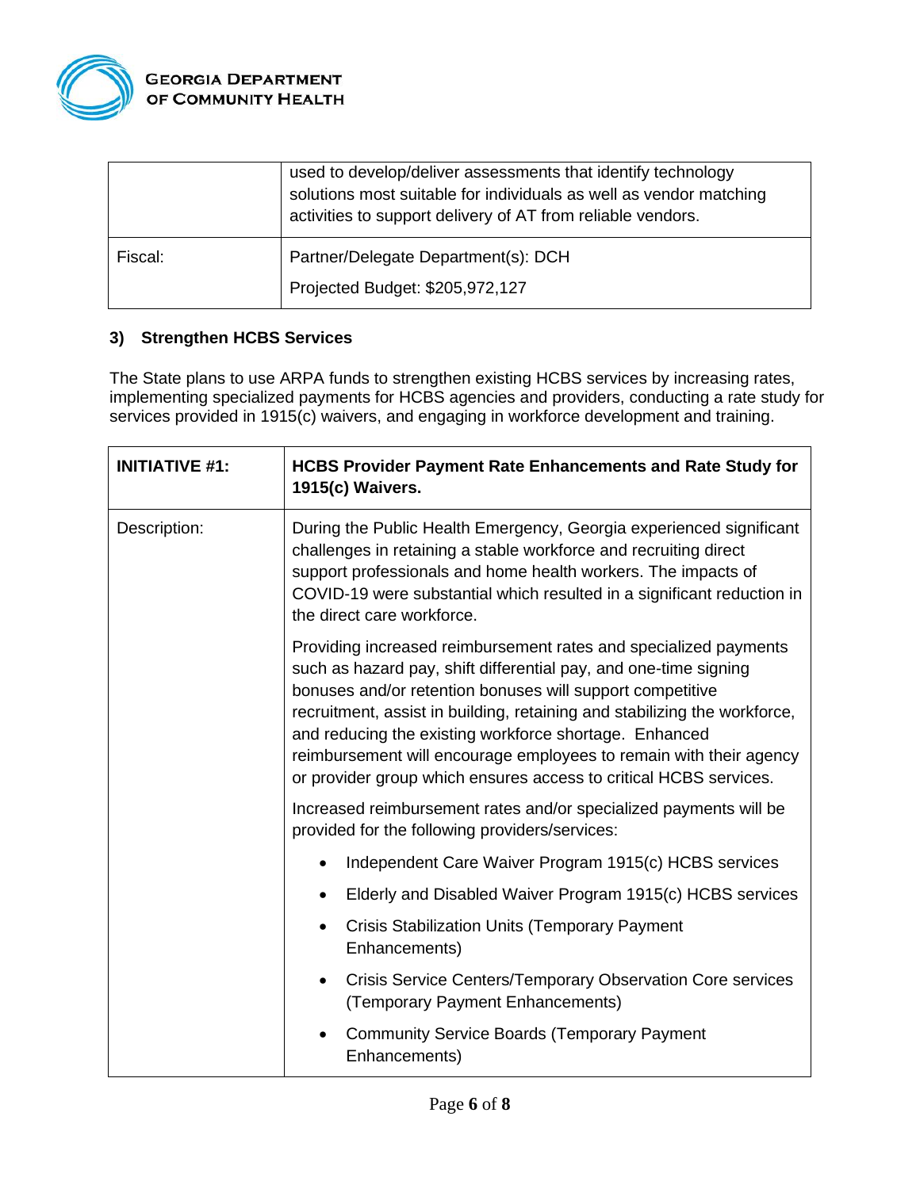| | |
|---|---|
| | used to develop/deliver assessments that identify technology solutions most suitable for individuals as well as vendor matching activities to support delivery of AT from reliable vendors. |
| Fiscal: | Partner/Delegate Department(s): DCH<br><br>Projected Budget: $205,972,127 |

### 3) Strengthen HCBS Services

The State plans to use ARPA funds to strengthen existing HCBS services by increasing rates, implementing specialized payments for HCBS agencies and providers, conducting a rate study for services provided in 1915(c) waivers, and engaging in workforce development and training.

| **INITIATIVE #1:** | **HCBS Provider Payment Rate Enhancements and Rate Study for 1915(c) Waivers.** |
|---|---|
| Description: | During the Public Health Emergency, Georgia experienced significant challenges in retaining a stable workforce and recruiting direct support professionals and home health workers. The impacts of COVID-19 were substantial which resulted in a significant reduction in the direct care workforce.<br><br>Providing increased reimbursement rates and specialized payments such as hazard pay, shift differential pay, and one-time signing bonuses and/or retention bonuses will support competitive recruitment, assist in building, retaining and stabilizing the workforce, and reducing the existing workforce shortage. Enhanced reimbursement will encourage employees to remain with their agency or provider group which ensures access to critical HCBS services.<br><br>Increased reimbursement rates and/or specialized payments will be provided for the following providers/services:<br><br>• Independent Care Waiver Program 1915(c) HCBS services<br>• Elderly and Disabled Waiver Program 1915(c) HCBS services<br>• Crisis Stabilization Units (Temporary Payment Enhancements)<br>• Crisis Service Centers/Temporary Observation Core services (Temporary Payment Enhancements)<br>• Community Service Boards (Temporary Payment Enhancements) |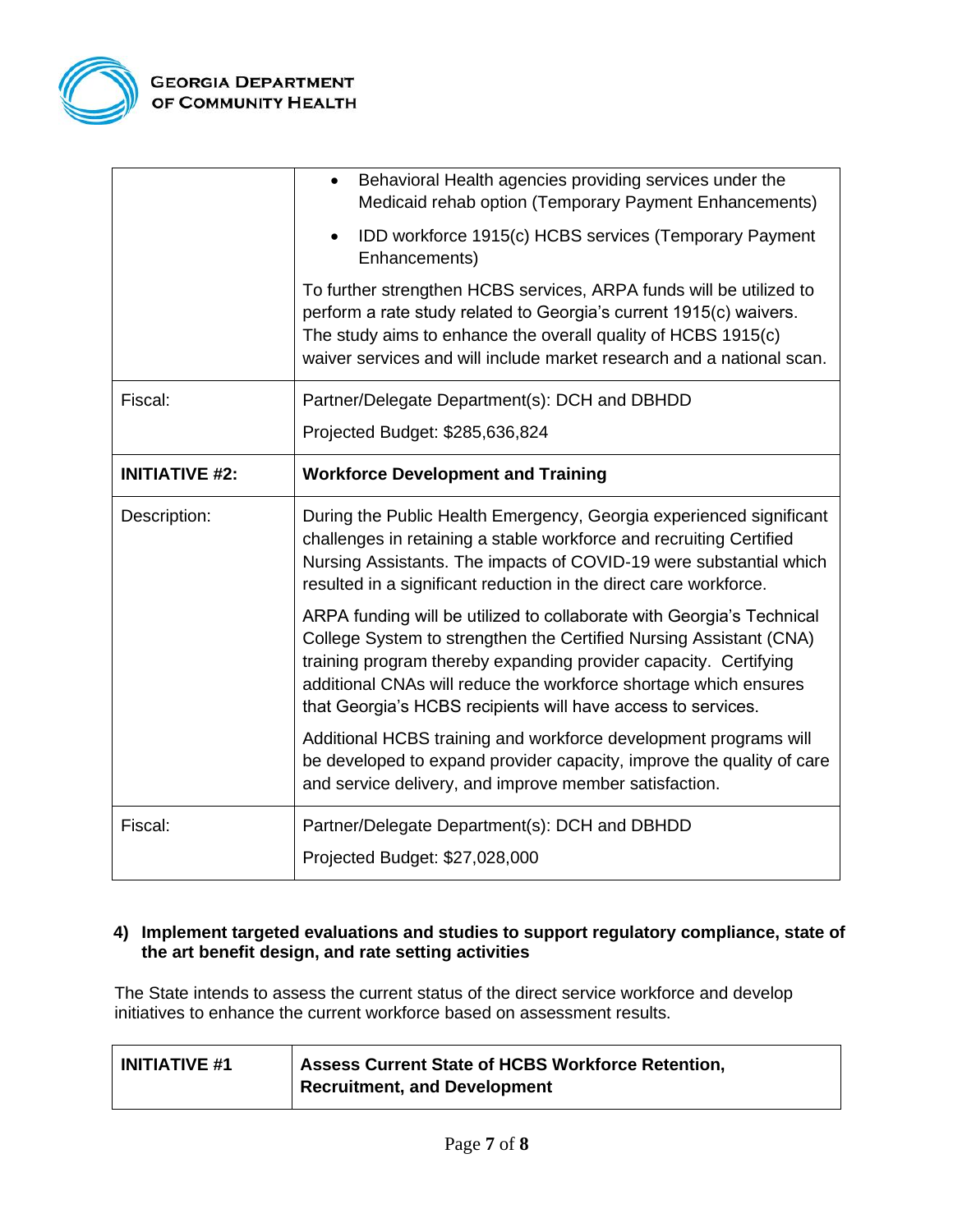| | |
|---|---|
| | • Behavioral Health agencies providing services under the Medicaid rehab option (Temporary Payment Enhancements)<br>• IDD workforce 1915(c) HCBS services (Temporary Payment Enhancements)<br><br>To further strengthen HCBS services, ARPA funds will be utilized to perform a rate study related to Georgia's current 1915(c) waivers. The study aims to enhance the overall quality of HCBS 1915(c) waiver services and will include market research and a national scan. |
| Fiscal: | Partner/Delegate Department(s): DCH and DBHDD<br><br>Projected Budget: $285,636,824 |
| **INITIATIVE #2:** | **Workforce Development and Training** |
| Description: | During the Public Health Emergency, Georgia experienced significant challenges in retaining a stable workforce and recruiting Certified Nursing Assistants. The impacts of COVID-19 were substantial which resulted in a significant reduction in the direct care workforce.<br><br>ARPA funding will be utilized to collaborate with Georgia's Technical College System to strengthen the Certified Nursing Assistant (CNA) training program thereby expanding provider capacity. Certifying additional CNAs will reduce the workforce shortage which ensures that Georgia's HCBS recipients will have access to services.<br><br>Additional HCBS training and workforce development programs will be developed to expand provider capacity, improve the quality of care and service delivery, and improve member satisfaction. |
| Fiscal: | Partner/Delegate Department(s): DCH and DBHDD<br><br>Projected Budget: $27,028,000 |

**4) Implement targeted evaluations and studies to support regulatory compliance, state of the art benefit design, and rate setting activities**

The State intends to assess the current status of the direct service workforce and develop initiatives to enhance the current workforce based on assessment results.

| | |
|---|---|
| **INITIATIVE #1** | **Assess Current State of HCBS Workforce Retention, Recruitment, and Development** |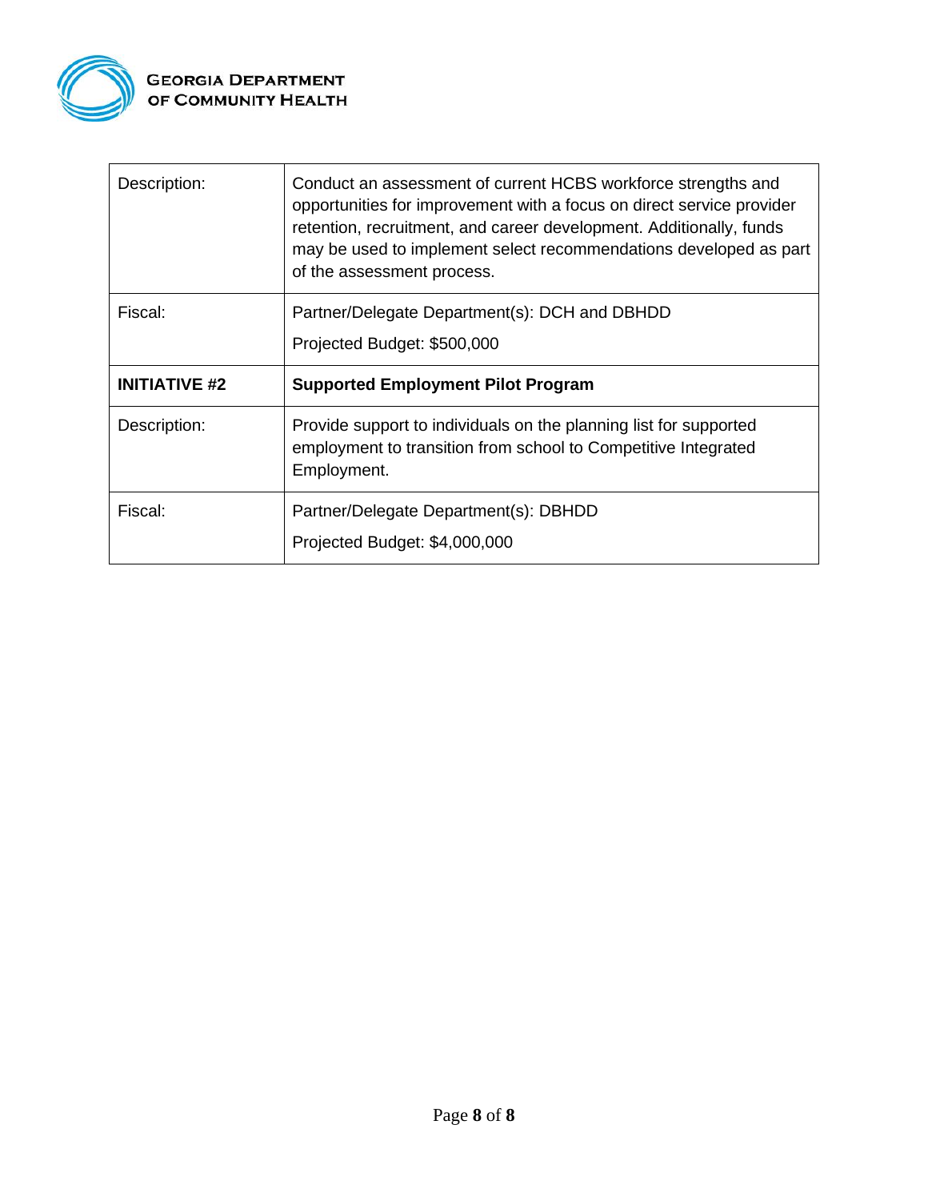| | |
|---|---|
| Description: | Conduct an assessment of current HCBS workforce strengths and opportunities for improvement with a focus on direct service provider retention, recruitment, and career development. Additionally, funds may be used to implement select recommendations developed as part of the assessment process. |
| Fiscal: | Partner/Delegate Department(s): DCH and DBHDD<br>Projected Budget: $500,000 |
| **INITIATIVE #2** | **Supported Employment Pilot Program** |
| Description: | Provide support to individuals on the planning list for supported employment to transition from school to Competitive Integrated Employment. |
| Fiscal: | Partner/Delegate Department(s): DBHDD<br>Projected Budget: $4,000,000 |